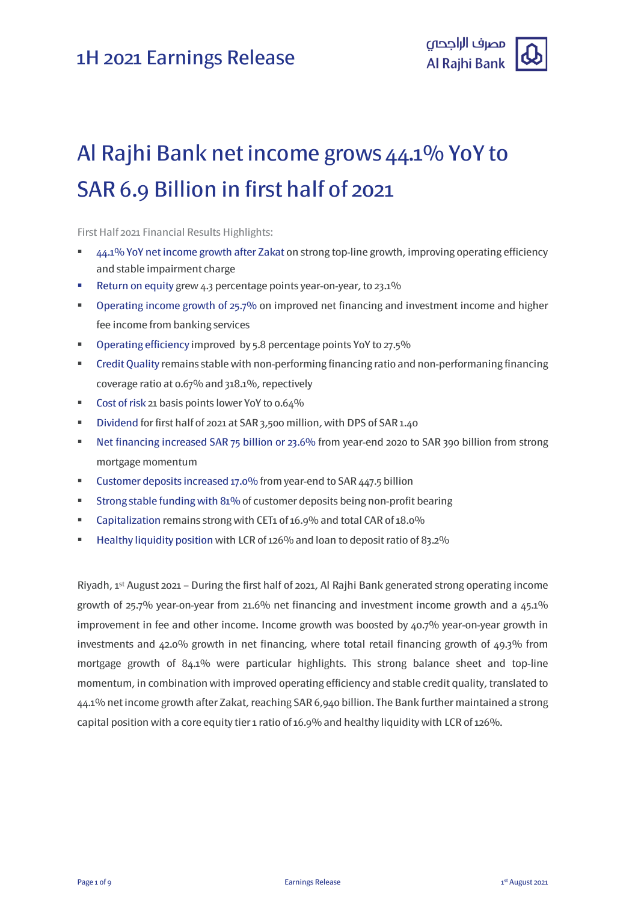# 1H 2021 Earnings Release

مصرف الراجحي
Al Rajhi Bank

## Al Rajhi Bank net income grows 44.1% YoY to SAR 6.9 Billion in first half of 2021

First Half 2021 Financial Results Highlights:

- 44.1% YoY net income growth after Zakat on strong top-line growth, improving operating efficiency and stable impairment charge
- Return on equity grew 4.3 percentage points year-on-year, to 23.1%
- Operating income growth of 25.7% on improved net financing and investment income and higher fee income from banking services
- Operating efficiency improved by 5.8 percentage points YoY to 27.5%
- Credit Quality remains stable with non-performing financing ratio and non-performaning financing coverage ratio at 0.67% and 318.1%, repectively
- Cost of risk 21 basis points lower YoY to 0.64%
- Dividend for first half of 2021 at SAR 3,500 million, with DPS of SAR 1.40
- Net financing increased SAR 75 billion or 23.6% from year-end 2020 to SAR 390 billion from strong mortgage momentum
- Customer deposits increased 17.0% from year-end to SAR 447.5 billion
- Strong stable funding with 81% of customer deposits being non-profit bearing
- Capitalization remains strong with CET1 of 16.9% and total CAR of 18.0%
- Healthy liquidity position with LCR of 126% and loan to deposit ratio of 83.2%

Riyadh, 1st August 2021 – During the first half of 2021, Al Rajhi Bank generated strong operating income growth of 25.7% year-on-year from 21.6% net financing and investment income growth and a 45.1% improvement in fee and other income. Income growth was boosted by 40.7% year-on-year growth in investments and 42.0% growth in net financing, where total retail financing growth of 49.3% from mortgage growth of 84.1% were particular highlights. This strong balance sheet and top-line momentum, in combination with improved operating efficiency and stable credit quality, translated to 44.1% net income growth after Zakat, reaching SAR 6,940 billion. The Bank further maintained a strong capital position with a core equity tier 1 ratio of 16.9% and healthy liquidity with LCR of 126%.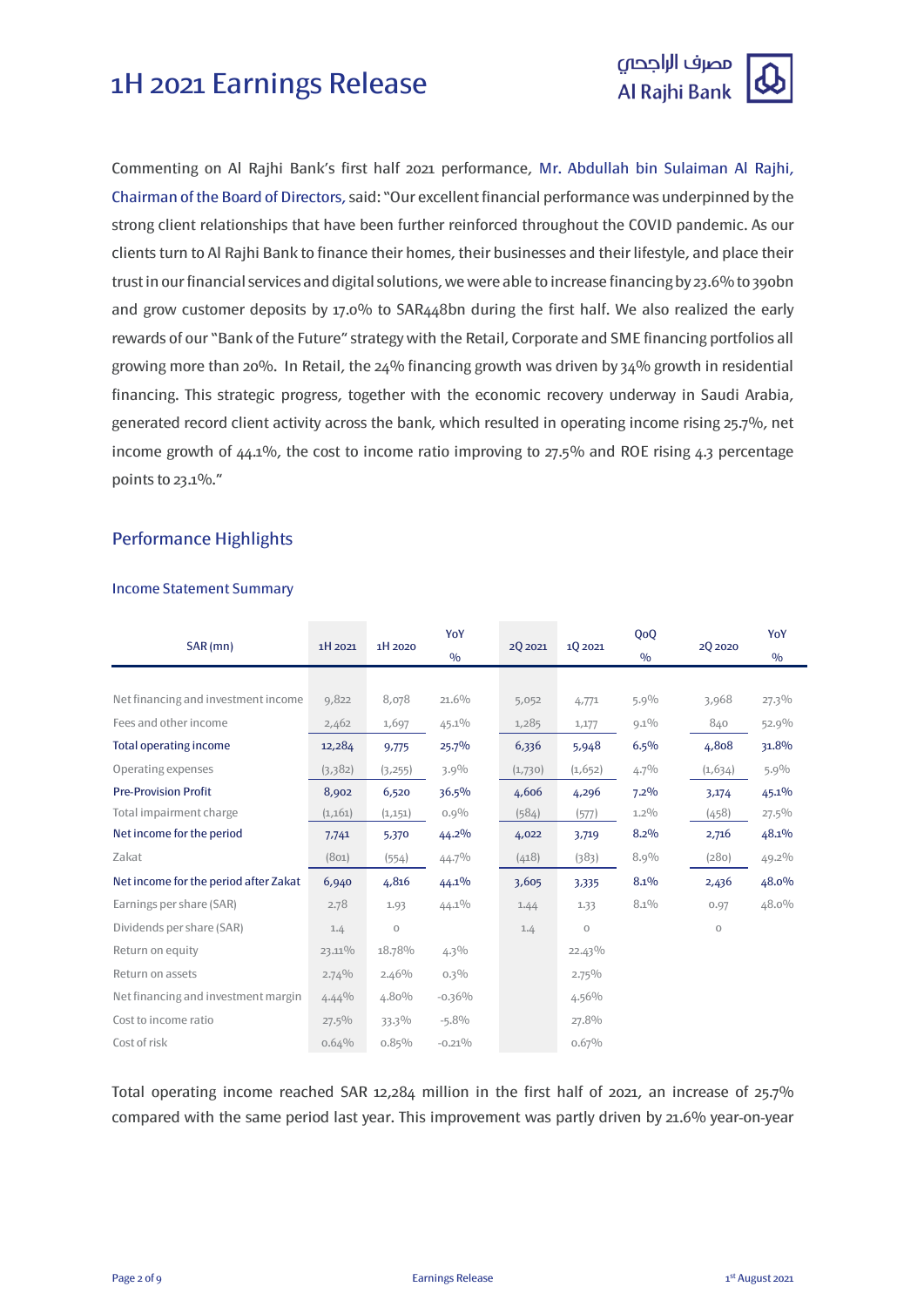# 1H 2021 Earnings Release

Commenting on Al Rajhi Bank's first half 2021 performance, Mr. Abdullah bin Sulaiman Al Rajhi, Chairman of the Board of Directors, said: "Our excellent financial performance was underpinned by the strong client relationships that have been further reinforced throughout the COVID pandemic. As our clients turn to Al Rajhi Bank to finance their homes, their businesses and their lifestyle, and place their trust in our financial services and digital solutions, we were able to increase financing by 23.6% to 390bn and grow customer deposits by 17.0% to SAR448bn during the first half. We also realized the early rewards of our "Bank of the Future" strategy with the Retail, Corporate and SME financing portfolios all growing more than 20%. In Retail, the 24% financing growth was driven by 34% growth in residential financing. This strategic progress, together with the economic recovery underway in Saudi Arabia, generated record client activity across the bank, which resulted in operating income rising 25.7%, net income growth of 44.1%, the cost to income ratio improving to 27.5% and ROE rising 4.3 percentage points to 23.1%."

## Performance Highlights

### Income Statement Summary

| SAR (mn) | 1H 2021 | 1H 2020 | YoY % | 2Q 2021 | 1Q 2021 | QoQ % | 2Q 2020 | YoY % |
|---|---|---|---|---|---|---|---|---|
| Net financing and investment income | 9,822 | 8,078 | 21.6% | 5,052 | 4,771 | 5.9% | 3,968 | 27.3% |
| Fees and other income | 2,462 | 1,697 | 45.1% | 1,285 | 1,177 | 9.1% | 840 | 52.9% |
| **Total operating income** | 12,284 | 9,775 | 25.7% | 6,336 | 5,948 | 6.5% | 4,808 | 31.8% |
| Operating expenses | (3,382) | (3,255) | 3.9% | (1,730) | (1,652) | 4.7% | (1,634) | 5.9% |
| **Pre-Provision Profit** | 8,902 | 6,520 | 36.5% | 4,606 | 4,296 | 7.2% | 3,174 | 45.1% |
| Total impairment charge | (1,161) | (1,151) | 0.9% | (584) | (577) | 1.2% | (458) | 27.5% |
| **Net income for the period** | 7,741 | 5,370 | 44.2% | 4,022 | 3,719 | 8.2% | 2,716 | 48.1% |
| Zakat | (801) | (554) | 44.7% | (418) | (383) | 8.9% | (280) | 49.2% |
| **Net income for the period after Zakat** | 6,940 | 4,816 | 44.1% | 3,605 | 3,335 | 8.1% | 2,436 | 48.0% |
| Earnings per share (SAR) | 2.78 | 1.93 | 44.1% | 1.44 | 1.33 | 8.1% | 0.97 | 48.0% |
| Dividends per share (SAR) | 1.4 | 0 | | 1.4 | 0 | | 0 | |
| Return on equity | 23.11% | 18.78% | 4.3% | | 22.43% | | | |
| Return on assets | 2.74% | 2.46% | 0.3% | | 2.75% | | | |
| Net financing and investment margin | 4.44% | 4.80% | -0.36% | | 4.56% | | | |
| Cost to income ratio | 27.5% | 33.3% | -5.8% | | 27.8% | | | |
| Cost of risk | 0.64% | 0.85% | -0.21% | | 0.67% | | | |

Total operating income reached SAR 12,284 million in the first half of 2021, an increase of 25.7% compared with the same period last year. This improvement was partly driven by 21.6% year-on-year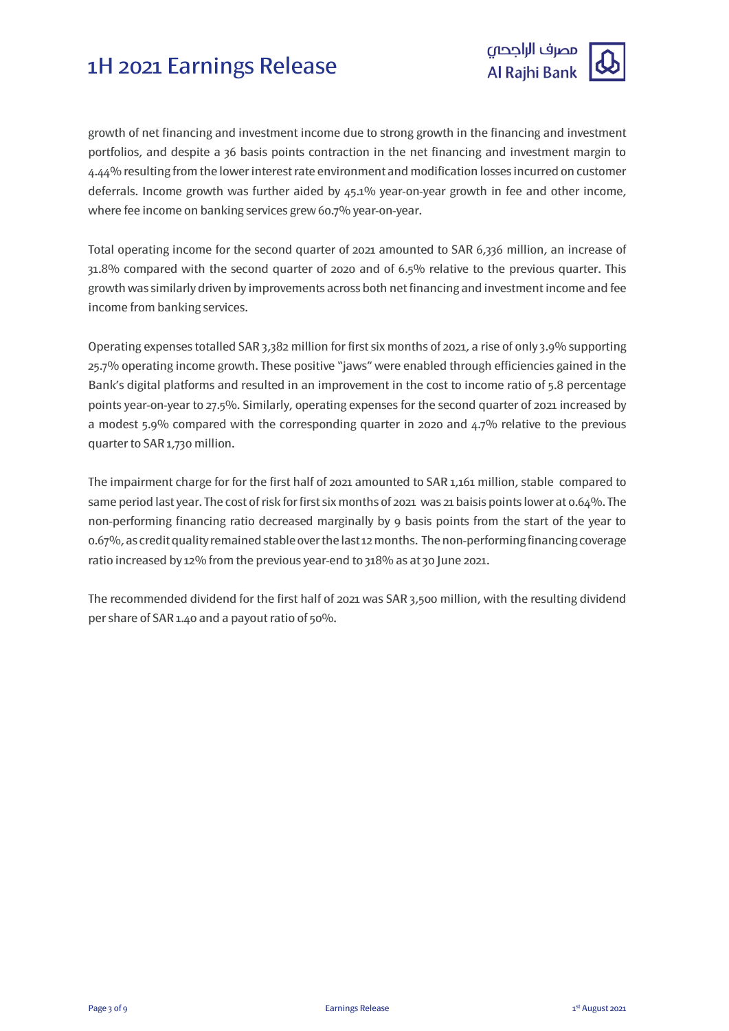growth of net financing and investment income due to strong growth in the financing and investment portfolios, and despite a 36 basis points contraction in the net financing and investment margin to 4.44% resulting from the lower interest rate environment and modification losses incurred on customer deferrals. Income growth was further aided by 45.1% year-on-year growth in fee and other income, where fee income on banking services grew 60.7% year-on-year.

Total operating income for the second quarter of 2021 amounted to SAR 6,336 million, an increase of 31.8% compared with the second quarter of 2020 and of 6.5% relative to the previous quarter. This growth was similarly driven by improvements across both net financing and investment income and fee income from banking services.

Operating expenses totalled SAR 3,382 million for first six months of 2021, a rise of only 3.9% supporting 25.7% operating income growth. These positive "jaws" were enabled through efficiencies gained in the Bank's digital platforms and resulted in an improvement in the cost to income ratio of 5.8 percentage points year-on-year to 27.5%. Similarly, operating expenses for the second quarter of 2021 increased by a modest 5.9% compared with the corresponding quarter in 2020 and 4.7% relative to the previous quarter to SAR 1,730 million.

The impairment charge for for the first half of 2021 amounted to SAR 1,161 million, stable compared to same period last year. The cost of risk for first six months of 2021 was 21 baisis points lower at 0.64%. The non-performing financing ratio decreased marginally by 9 basis points from the start of the year to 0.67%, as credit quality remained stable over the last 12 months. The non-performing financing coverage ratio increased by 12% from the previous year-end to 318% as at 30 June 2021.

The recommended dividend for the first half of 2021 was SAR 3,500 million, with the resulting dividend per share of SAR 1.40 and a payout ratio of 50%.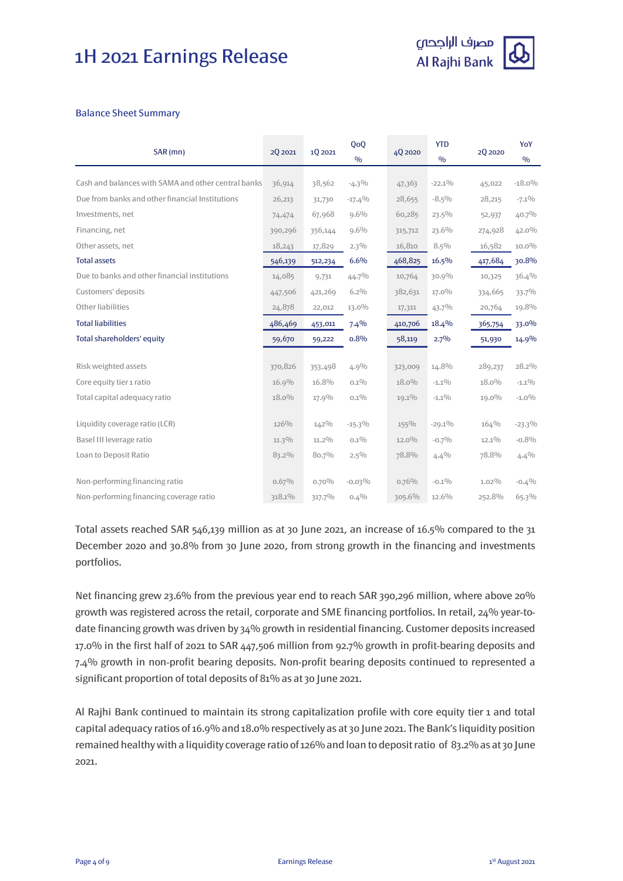### Balance Sheet Summary

| SAR (mn) | 2Q 2021 | 1Q 2021 | QoQ % | 4Q 2020 | YTD % | 2Q 2020 | YoY % |
|---|---|---|---|---|---|---|---|
| Cash and balances with SAMA and other central banks | 36,914 | 38,562 | -4.3% | 47,363 | -22.1% | 45,022 | -18.0% |
| Due from banks and other financial Institutions | 26,213 | 31,730 | -17.4% | 28,655 | -8.5% | 28,215 | -7.1% |
| Investments, net | 74,474 | 67,968 | 9.6% | 60,285 | 23.5% | 52,937 | 40.7% |
| Financing, net | 390,296 | 356,144 | 9.6% | 315,712 | 23.6% | 274,928 | 42.0% |
| Other assets, net | 18,243 | 17,829 | 2.3% | 16,810 | 8.5% | 16,582 | 10.0% |
| Total assets | 546,139 | 512,234 | 6.6% | 468,825 | 16.5% | 417,684 | 30.8% |
| Due to banks and other financial institutions | 14,085 | 9,731 | 44.7% | 10,764 | 30.9% | 10,325 | 36.4% |
| Customers' deposits | 447,506 | 421,269 | 6.2% | 382,631 | 17.0% | 334,665 | 33.7% |
| Other liabilities | 24,878 | 22,012 | 13.0% | 17,311 | 43.7% | 20,764 | 19.8% |
| Total liabilities | 486,469 | 453,011 | 7.4% | 410,706 | 18.4% | 365,754 | 33.0% |
| Total shareholders' equity | 59,670 | 59,222 | 0.8% | 58,119 | 2.7% | 51,930 | 14.9% |
| | | | | | | | |
| Risk weighted assets | 370,826 | 353,498 | 4.9% | 323,009 | 14.8% | 289,237 | 28.2% |
| Core equity tier 1 ratio | 16.9% | 16.8% | 0.1% | 18.0% | -1.1% | 18.0% | -1.1% |
| Total capital adequacy ratio | 18.0% | 17.9% | 0.1% | 19.1% | -1.1% | 19.0% | -1.0% |
| | | | | | | | |
| Liquidity coverage ratio (LCR) | 126% | 142% | -15.3% | 155% | -29.1% | 164% | -23.3% |
| Basel III leverage ratio | 11.3% | 11.2% | 0.1% | 12.0% | -0.7% | 12.1% | -0.8% |
| Loan to Deposit Ratio | 83.2% | 80.7% | 2.5% | 78.8% | 4.4% | 78.8% | 4.4% |
| | | | | | | | |
| Non-performing financing ratio | 0.67% | 0.70% | -0.03% | 0.76% | -0.1% | 1.02% | -0.4% |
| Non-performing financing coverage ratio | 318.1% | 317.7% | 0.4% | 305.6% | 12.6% | 252.8% | 65.3% |

Total assets reached SAR 546,139 million as at 30 June 2021, an increase of 16.5% compared to the 31 December 2020 and 30.8% from 30 June 2020, from strong growth in the financing and investments portfolios.

Net financing grew 23.6% from the previous year end to reach SAR 390,296 million, where above 20% growth was registered across the retail, corporate and SME financing portfolios. In retail, 24% year-to-date financing growth was driven by 34% growth in residential financing. Customer deposits increased 17.0% in the first half of 2021 to SAR 447,506 million from 92.7% growth in profit-bearing deposits and 7.4% growth in non-profit bearing deposits. Non-profit bearing deposits continued to represented a significant proportion of total deposits of 81% as at 30 June 2021.

Al Rajhi Bank continued to maintain its strong capitalization profile with core equity tier 1 and total capital adequacy ratios of 16.9% and 18.0% respectively as at 30 June 2021. The Bank's liquidity position remained healthy with a liquidity coverage ratio of 126% and loan to deposit ratio of 83.2% as at 30 June 2021.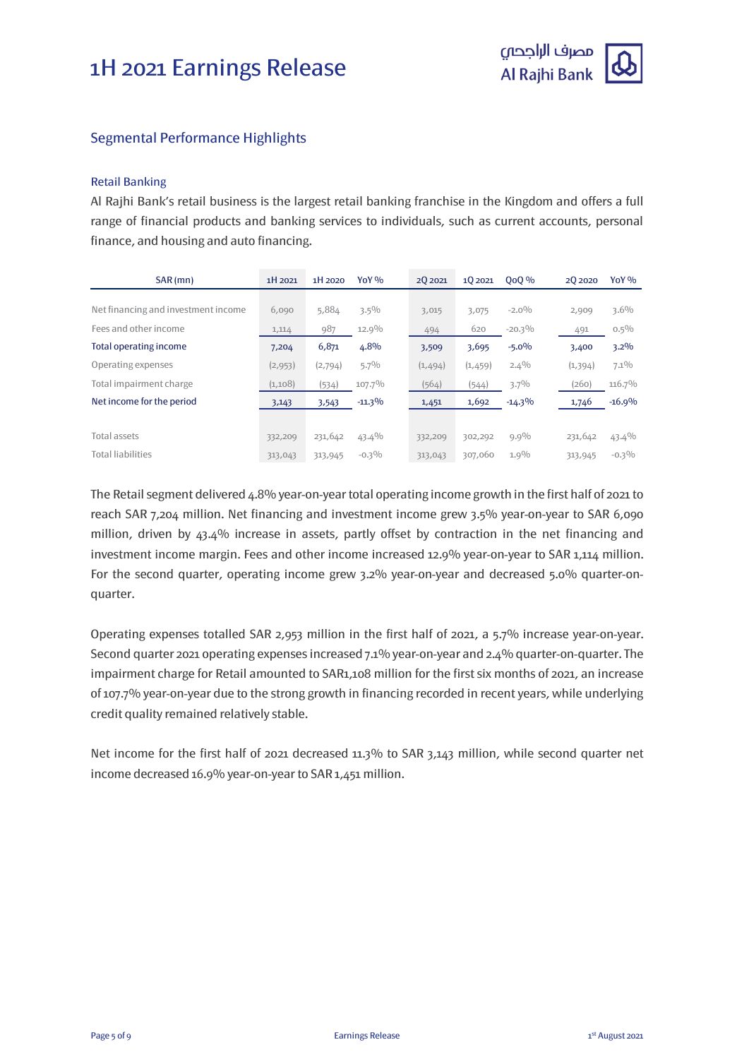## Segmental Performance Highlights

### Retail Banking

Al Rajhi Bank's retail business is the largest retail banking franchise in the Kingdom and offers a full range of financial products and banking services to individuals, such as current accounts, personal finance, and housing and auto financing.

| SAR (mn) | 1H 2021 | 1H 2020 | YoY % | 2Q 2021 | 1Q 2021 | QoQ % | 2Q 2020 | YoY % |
|---|---|---|---|---|---|---|---|---|
| Net financing and investment income | 6,090 | 5,884 | 3.5% | 3,015 | 3,075 | -2.0% | 2,909 | 3.6% |
| Fees and other income | 1,114 | 987 | 12.9% | 494 | 620 | -20.3% | 491 | 0.5% |
| Total operating income | 7,204 | 6,871 | 4.8% | 3,509 | 3,695 | -5.0% | 3,400 | 3.2% |
| Operating expenses | (2,953) | (2,794) | 5.7% | (1,494) | (1,459) | 2.4% | (1,394) | 7.1% |
| Total impairment charge | (1,108) | (534) | 107.7% | (564) | (544) | 3.7% | (260) | 116.7% |
| Net income for the period | 3,143 | 3,543 | -11.3% | 1,451 | 1,692 | -14.3% | 1,746 | -16.9% |
| | | | | | | | | |
| Total assets | 332,209 | 231,642 | 43.4% | 332,209 | 302,292 | 9.9% | 231,642 | 43.4% |
| Total liabilities | 313,043 | 313,945 | -0.3% | 313,043 | 307,060 | 1.9% | 313,945 | -0.3% |

The Retail segment delivered 4.8% year-on-year total operating income growth in the first half of 2021 to reach SAR 7,204 million. Net financing and investment income grew 3.5% year-on-year to SAR 6,090 million, driven by 43.4% increase in assets, partly offset by contraction in the net financing and investment income margin. Fees and other income increased 12.9% year-on-year to SAR 1,114 million. For the second quarter, operating income grew 3.2% year-on-year and decreased 5.0% quarter-on-quarter.

Operating expenses totalled SAR 2,953 million in the first half of 2021, a 5.7% increase year-on-year. Second quarter 2021 operating expenses increased 7.1% year-on-year and 2.4% quarter-on-quarter. The impairment charge for Retail amounted to SAR1,108 million for the first six months of 2021, an increase of 107.7% year-on-year due to the strong growth in financing recorded in recent years, while underlying credit quality remained relatively stable.

Net income for the first half of 2021 decreased 11.3% to SAR 3,143 million, while second quarter net income decreased 16.9% year-on-year to SAR 1,451 million.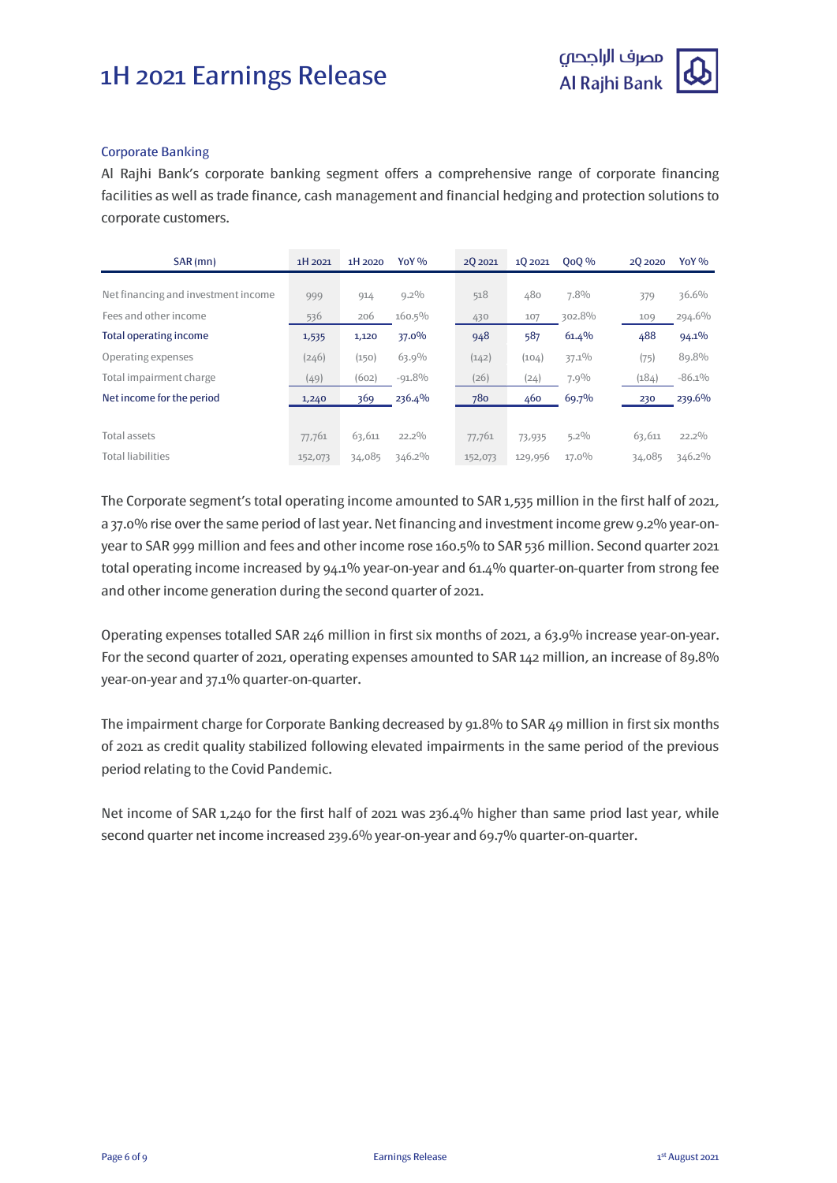## Corporate Banking

Al Rajhi Bank's corporate banking segment offers a comprehensive range of corporate financing facilities as well as trade finance, cash management and financial hedging and protection solutions to corporate customers.

| SAR (mn) | 1H 2021 | 1H 2020 | YoY % | 2Q 2021 | 1Q 2021 | QoQ % | 2Q 2020 | YoY % |
|---|---|---|---|---|---|---|---|---|
| Net financing and investment income | 999 | 914 | 9.2% | 518 | 480 | 7.8% | 379 | 36.6% |
| Fees and other income | 536 | 206 | 160.5% | 430 | 107 | 302.8% | 109 | 294.6% |
| Total operating income | 1,535 | 1,120 | 37.0% | 948 | 587 | 61.4% | 488 | 94.1% |
| Operating expenses | (246) | (150) | 63.9% | (142) | (104) | 37.1% | (75) | 89.8% |
| Total impairment charge | (49) | (602) | -91.8% | (26) | (24) | 7.9% | (184) | -86.1% |
| Net income for the period | 1,240 | 369 | 236.4% | 780 | 460 | 69.7% | 230 | 239.6% |
| | | | | | | | | |
| Total assets | 77,761 | 63,611 | 22.2% | 77,761 | 73,935 | 5.2% | 63,611 | 22.2% |
| Total liabilities | 152,073 | 34,085 | 346.2% | 152,073 | 129,956 | 17.0% | 34,085 | 346.2% |

The Corporate segment's total operating income amounted to SAR 1,535 million in the first half of 2021, a 37.0% rise over the same period of last year. Net financing and investment income grew 9.2% year-on-year to SAR 999 million and fees and other income rose 160.5% to SAR 536 million. Second quarter 2021 total operating income increased by 94.1% year-on-year and 61.4% quarter-on-quarter from strong fee and other income generation during the second quarter of 2021.

Operating expenses totalled SAR 246 million in first six months of 2021, a 63.9% increase year-on-year. For the second quarter of 2021, operating expenses amounted to SAR 142 million, an increase of 89.8% year-on-year and 37.1% quarter-on-quarter.

The impairment charge for Corporate Banking decreased by 91.8% to SAR 49 million in first six months of 2021 as credit quality stabilized following elevated impairments in the same period of the previous period relating to the Covid Pandemic.

Net income of SAR 1,240 for the first half of 2021 was 236.4% higher than same priod last year, while second quarter net income increased 239.6% year-on-year and 69.7% quarter-on-quarter.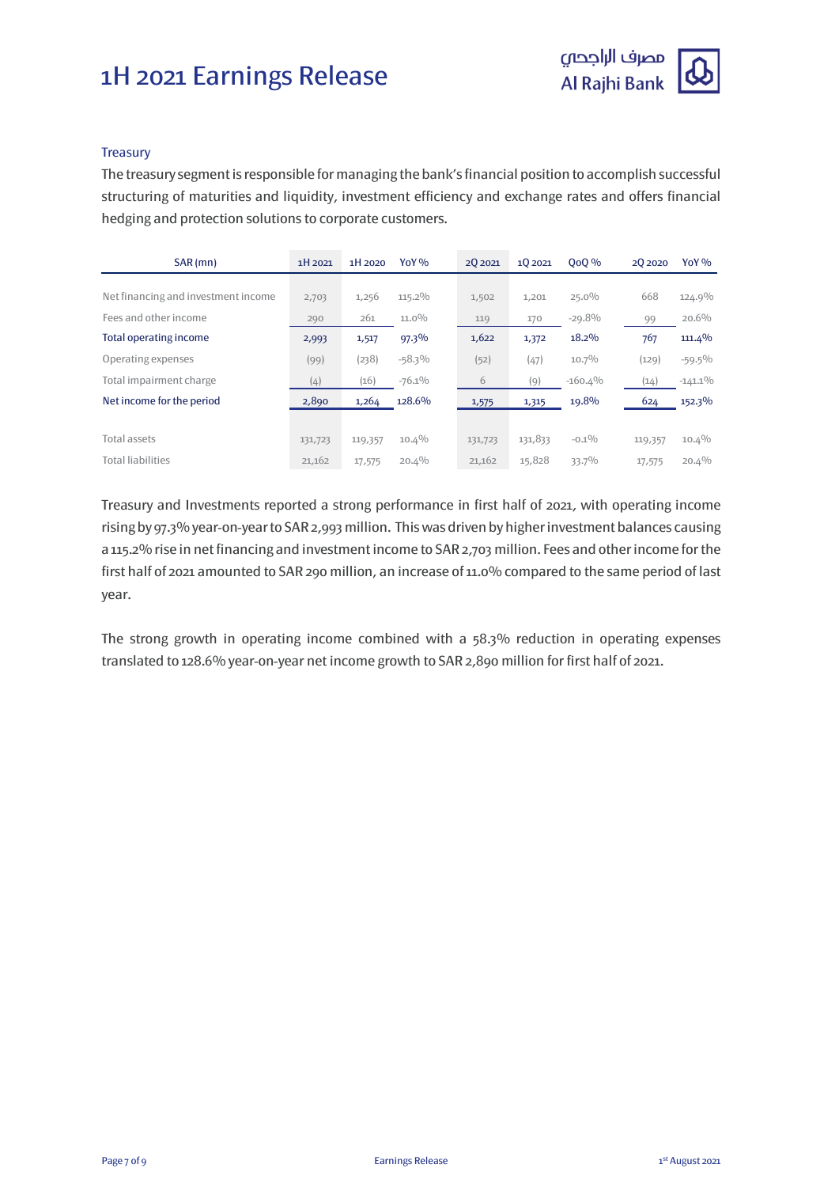## Treasury

The treasury segment is responsible for managing the bank's financial position to accomplish successful structuring of maturities and liquidity, investment efficiency and exchange rates and offers financial hedging and protection solutions to corporate customers.

| SAR (mn) | 1H 2021 | 1H 2020 | YoY % | 2Q 2021 | 1Q 2021 | QoQ % | 2Q 2020 | YoY % |
|---|---|---|---|---|---|---|---|---|
| Net financing and investment income | 2,703 | 1,256 | 115.2% | 1,502 | 1,201 | 25.0% | 668 | 124.9% |
| Fees and other income | 290 | 261 | 11.0% | 119 | 170 | -29.8% | 99 | 20.6% |
| **Total operating income** | **2,993** | **1,517** | **97.3%** | **1,622** | **1,372** | **18.2%** | **767** | **111.4%** |
| Operating expenses | (99) | (238) | -58.3% | (52) | (47) | 10.7% | (129) | -59.5% |
| Total impairment charge | (4) | (16) | -76.1% | 6 | (9) | -160.4% | (14) | -141.1% |
| **Net income for the period** | **2,890** | **1,264** | **128.6%** | **1,575** | **1,315** | **19.8%** | **624** | **152.3%** |
| | | | | | | | | |
| Total assets | 131,723 | 119,357 | 10.4% | 131,723 | 131,833 | -0.1% | 119,357 | 10.4% |
| Total liabilities | 21,162 | 17,575 | 20.4% | 21,162 | 15,828 | 33.7% | 17,575 | 20.4% |

Treasury and Investments reported a strong performance in first half of 2021, with operating income rising by 97.3% year-on-year to SAR 2,993 million. This was driven by higher investment balances causing a 115.2% rise in net financing and investment income to SAR 2,703 million. Fees and other income for the first half of 2021 amounted to SAR 290 million, an increase of 11.0% compared to the same period of last year.

The strong growth in operating income combined with a 58.3% reduction in operating expenses translated to 128.6% year-on-year net income growth to SAR 2,890 million for first half of 2021.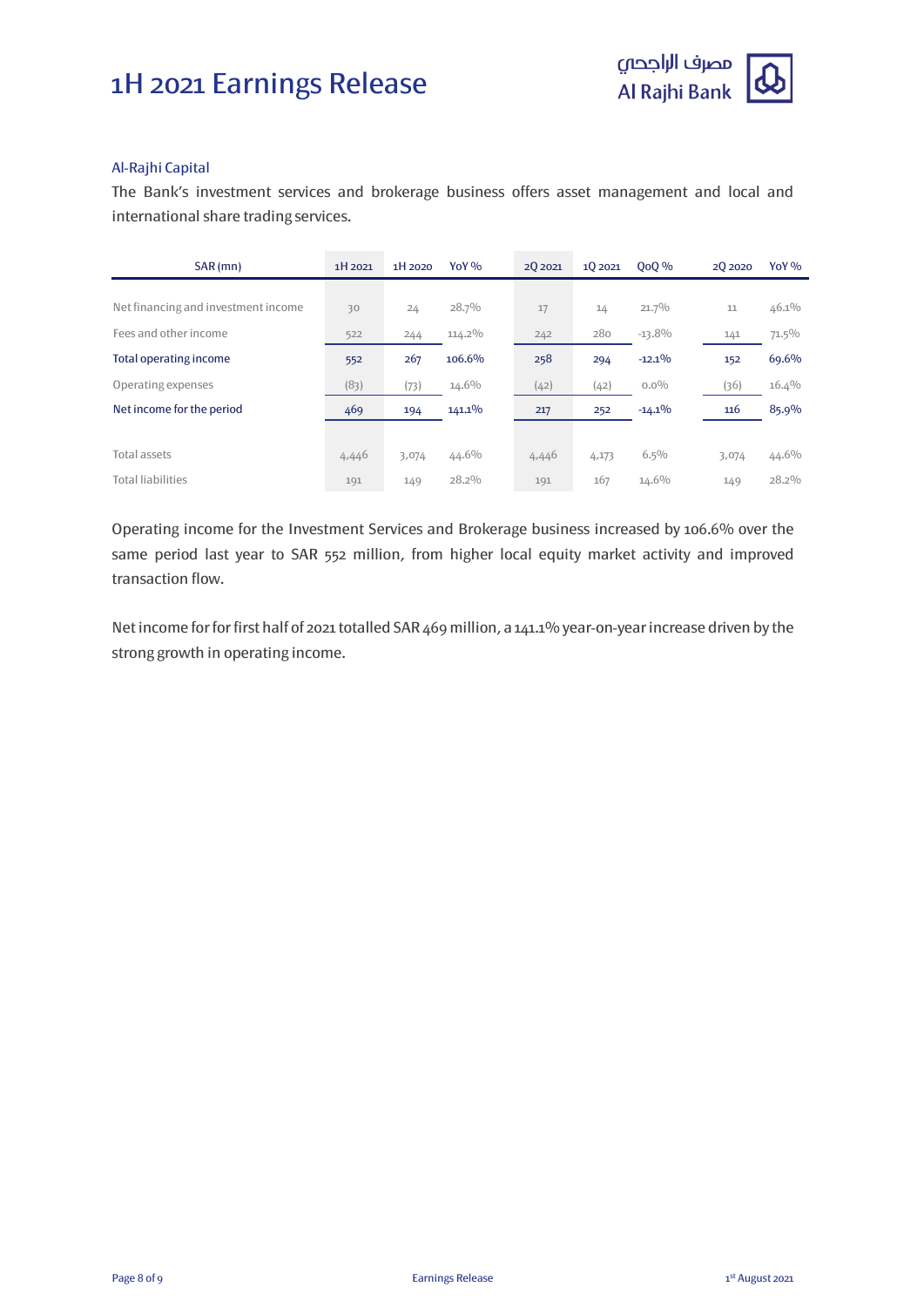## Al-Rajhi Capital

The Bank's investment services and brokerage business offers asset management and local and international share trading services.

| SAR (mn) | 1H 2021 | 1H 2020 | YoY % | 2Q 2021 | 1Q 2021 | QoQ % | 2Q 2020 | YoY % |
|---|---|---|---|---|---|---|---|---|
| Net financing and investment income | 30 | 24 | 28.7% | 17 | 14 | 21.7% | 11 | 46.1% |
| Fees and other income | 522 | 244 | 114.2% | 242 | 280 | -13.8% | 141 | 71.5% |
| Total operating income | 552 | 267 | 106.6% | 258 | 294 | -12.1% | 152 | 69.6% |
| Operating expenses | (83) | (73) | 14.6% | (42) | (42) | 0.0% | (36) | 16.4% |
| Net income for the period | 469 | 194 | 141.1% | 217 | 252 | -14.1% | 116 | 85.9% |
| | | | | | | | | |
| Total assets | 4,446 | 3,074 | 44.6% | 4,446 | 4,173 | 6.5% | 3,074 | 44.6% |
| Total liabilities | 191 | 149 | 28.2% | 191 | 167 | 14.6% | 149 | 28.2% |

Operating income for the Investment Services and Brokerage business increased by 106.6% over the same period last year to SAR 552 million, from higher local equity market activity and improved transaction flow.

Net income for for first half of 2021 totalled SAR 469 million, a 141.1% year-on-year increase driven by the strong growth in operating income.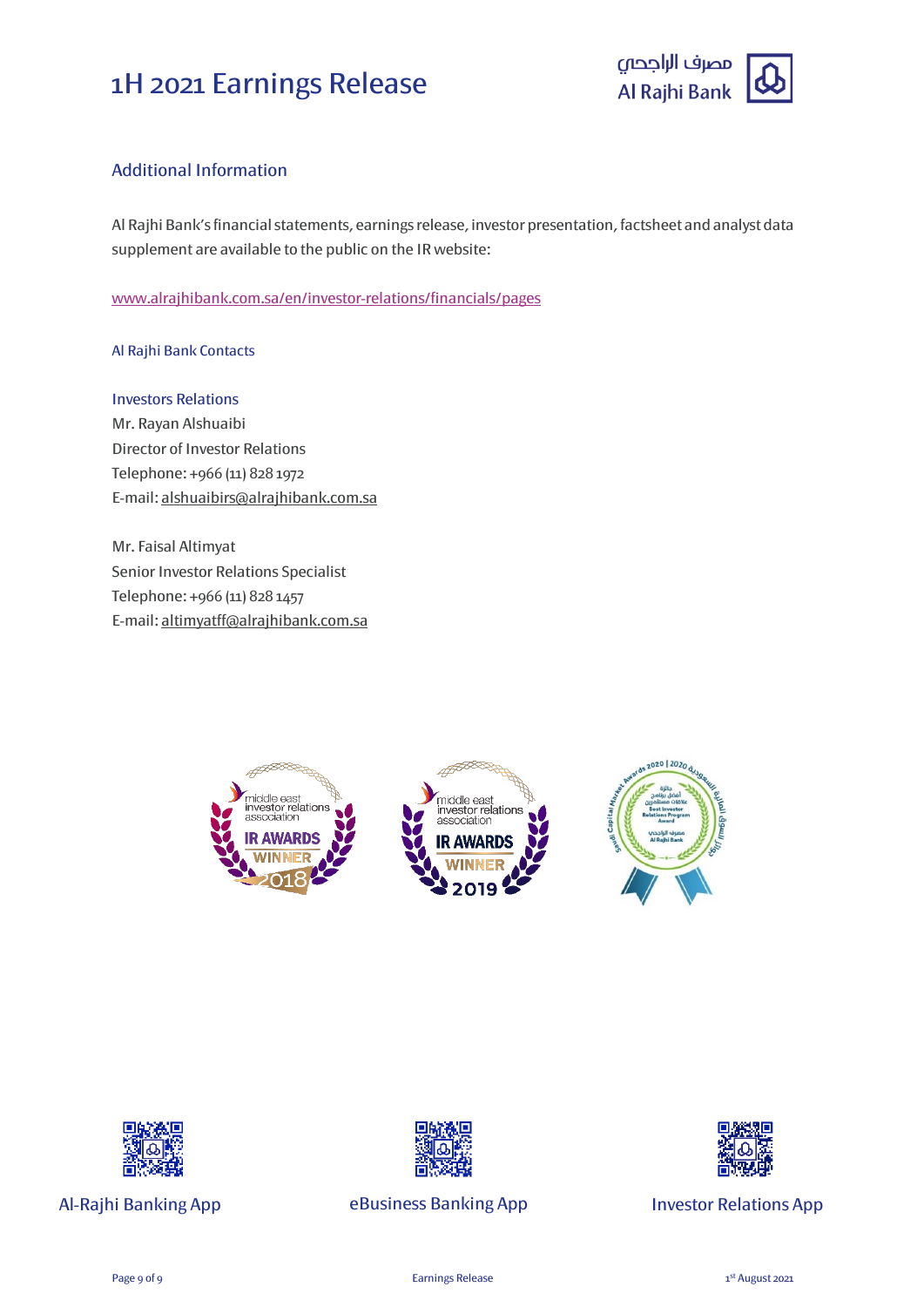## Additional Information

Al Rajhi Bank's financial statements, earnings release, investor presentation, factsheet and analyst data supplement are available to the public on the IR website:

www.alrajhibank.com.sa/en/investor-relations/financials/pages

### Al Rajhi Bank Contacts

**Investors Relations**

Mr. Rayan Alshuaibi
Director of Investor Relations
Telephone: +966 (11) 828 1972
E-mail: alshuaibirs@alrajhibank.com.sa

Mr. Faisal Altimyat
Senior Investor Relations Specialist
Telephone: +966 (11) 828 1457
E-mail: altimyatff@alrajhibank.com.sa

middle east investor relations association IR AWARDS WINNER 2018

middle east investor relations association IR AWARDS WINNER 2019

Saudi Capital Market Awards 2020 | جائزة السوق المالية السعودية 2020
جائزة أفضل برنامج علاقات مستثمرين
Best Investor Relations Program Award
مصرف الراجحي
Al Rajhi Bank

Al-Rajhi Banking App

eBusiness Banking App

Investor Relations App